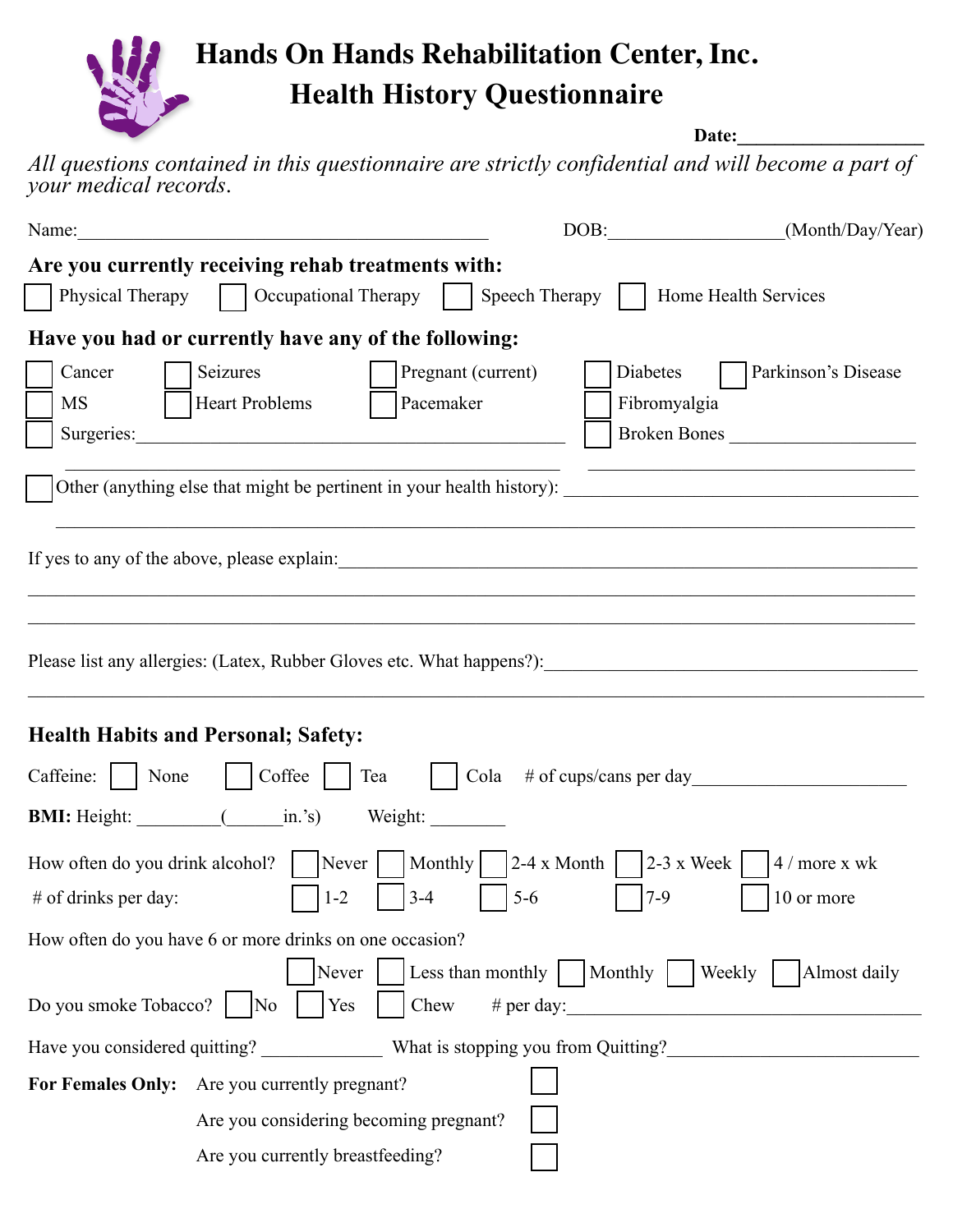# Hands On Hands Rehabilitation Center, Inc.

## Health History Questionnaire

**Date:**___________________

*All questions contained in this questionnaire are strictly confidential and will become a part of your medical records.*

Name:_____________________________________________ DOB:___________________(Month/Day/Year)

**Are you currently receiving rehab treatments with:**

☐ Physical Therapy ☐ Occupational Therapy ☐ Speech Therapy ☐ Home Health Services

**Have you had or currently have any of the following:**

☐ Cancer ☐ Seizures ☐ Pregnant (current) ☐ Diabetes ☐ Parkinson's Disease

☐ MS ☐ Heart Problems ☐ Pacemaker ☐ Fibromyalgia

☐ Surgeries:_____________________________________________ ☐ Broken Bones ____________________

☐ Other (anything else that might be pertinent in your health history): ________________________________________

If yes to any of the above, please explain:_______________________________________________________________

Please list any allergies: (Latex, Rubber Gloves etc. What happens?):__________________________________________

**Health Habits and Personal; Safety:**

Caffeine: ☐ None ☐ Coffee ☐ Tea ☐ Cola # of cups/cans per day______________________

**BMI:** Height: _________(______in.'s) Weight: ________

How often do you drink alcohol? ☐ Never ☐ Monthly ☐ 2-4 x Month ☐ 2-3 x Week ☐ 4 / more x wk

\# of drinks per day: ☐ 1-2 ☐ 3-4 ☐ 5-6 ☐ 7-9 ☐ 10 or more

How often do you have 6 or more drinks on one occasion?

☐ Never ☐ Less than monthly ☐ Monthly ☐ Weekly ☐ Almost daily

Do you smoke Tobacco? ☐ No ☐ Yes ☐ Chew # per day:_________________________________________

Have you considered quitting? _____________ What is stopping you from Quitting?__________________________

**For Females Only:** Are you currently pregnant? ☐

Are you considering becoming pregnant? ☐

Are you currently breastfeeding? ☐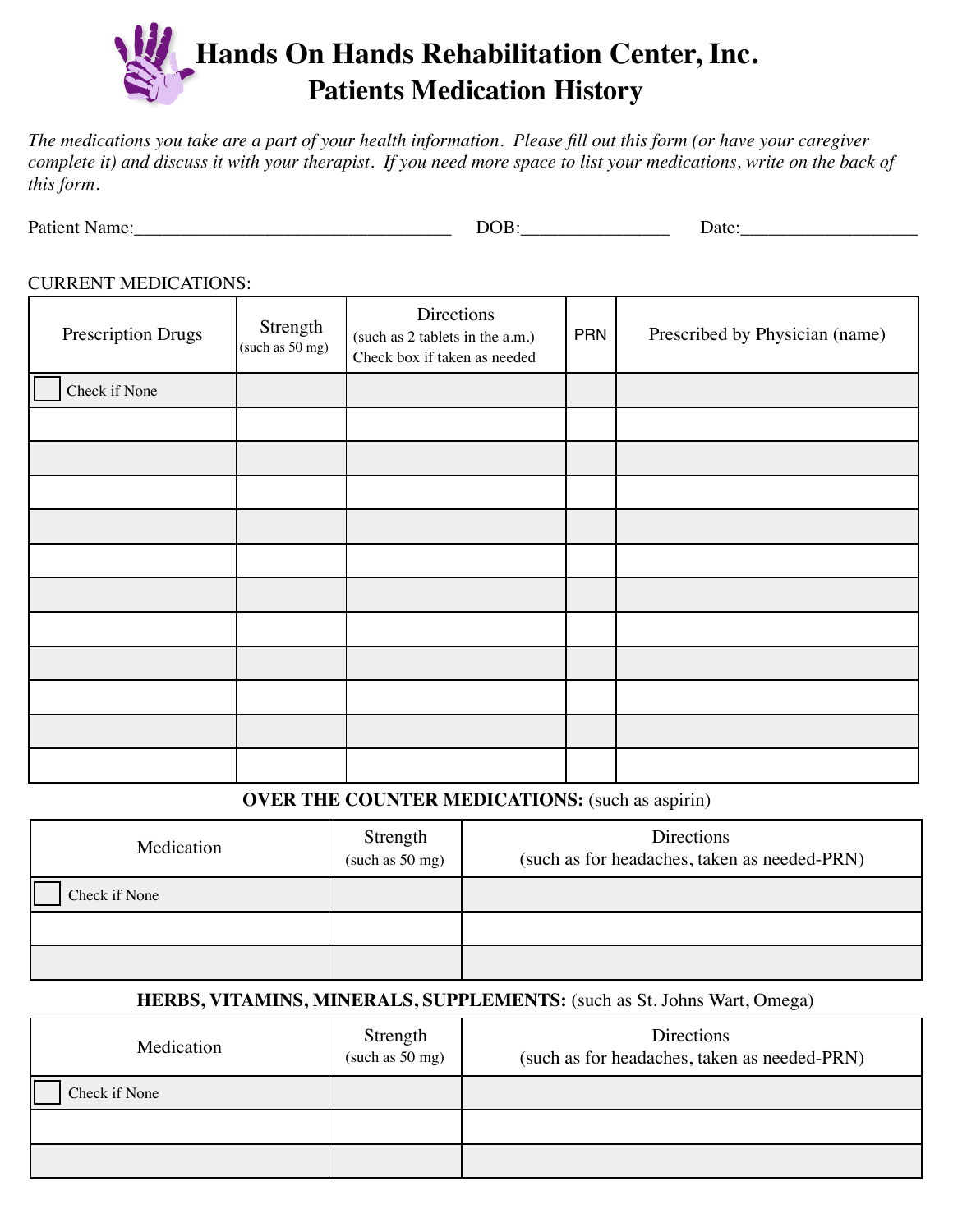# Hands On Hands Rehabilitation Center, Inc.
## Patients Medication History

*The medications you take are a part of your health information. Please fill out this form (or have your caregiver complete it) and discuss it with your therapist. If you need more space to list your medications, write on the back of this form.*

Patient Name:_________________________________ DOB:_______________ Date:__________________

CURRENT MEDICATIONS:

| Prescription Drugs | Strength (such as 50 mg) | Directions (such as 2 tablets in the a.m.) Check box if taken as needed | PRN | Prescribed by Physician (name) |
|---|---|---|---|---|
| ☐ Check if None | | | | |
| | | | | |
| | | | | |
| | | | | |
| | | | | |
| | | | | |
| | | | | |
| | | | | |
| | | | | |
| | | | | |
| | | | | |
| | | | | |

**OVER THE COUNTER MEDICATIONS:** (such as aspirin)

| Medication | Strength (such as 50 mg) | Directions (such as for headaches, taken as needed-PRN) |
|---|---|---|
| ☐ Check if None | | |
| | | |
| | | |

**HERBS, VITAMINS, MINERALS, SUPPLEMENTS:** (such as St. Johns Wart, Omega)

| Medication | Strength (such as 50 mg) | Directions (such as for headaches, taken as needed-PRN) |
|---|---|---|
| ☐ Check if None | | |
| | | |
| | | |